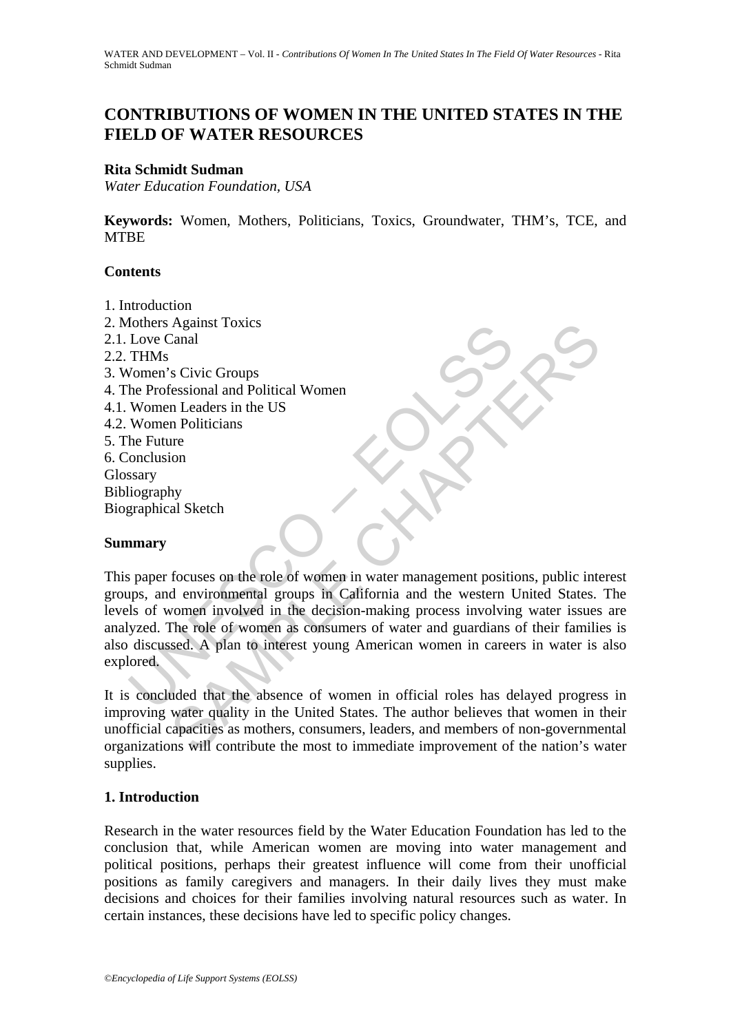# CONTRIBUTIONS OF WOMEN IN THE UNITED STATES IN THE FIELD OF WATER RESOURCES

**Rita Schmidt Sudman**
*Water Education Foundation, USA*

**Keywords:** Women, Mothers, Politicians, Toxics, Groundwater, THM's, TCE, and MTBE

## Contents

1. Introduction
2. Mothers Against Toxics
2.1. Love Canal
2.2. THMs
3. Women's Civic Groups
4. The Professional and Political Women
4.1. Women Leaders in the US
4.2. Women Politicians
5. The Future
6. Conclusion
Glossary
Bibliography
Biographical Sketch

## Summary

This paper focuses on the role of women in water management positions, public interest groups, and environmental groups in California and the western United States. The levels of women involved in the decision-making process involving water issues are analyzed. The role of women as consumers of water and guardians of their families is also discussed. A plan to interest young American women in careers in water is also explored.

It is concluded that the absence of women in official roles has delayed progress in improving water quality in the United States. The author believes that women in their unofficial capacities as mothers, consumers, leaders, and members of non-governmental organizations will contribute the most to immediate improvement of the nation's water supplies.

## 1. Introduction

Research in the water resources field by the Water Education Foundation has led to the conclusion that, while American women are moving into water management and political positions, perhaps their greatest influence will come from their unofficial positions as family caregivers and managers. In their daily lives they must make decisions and choices for their families involving natural resources such as water. In certain instances, these decisions have led to specific policy changes.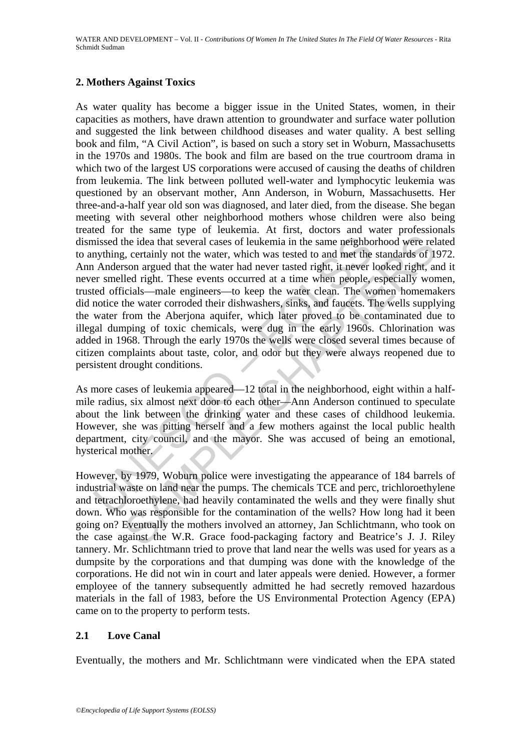## 2. Mothers Against Toxics

As water quality has become a bigger issue in the United States, women, in their capacities as mothers, have drawn attention to groundwater and surface water pollution and suggested the link between childhood diseases and water quality. A best selling book and film, "A Civil Action", is based on such a story set in Woburn, Massachusetts in the 1970s and 1980s. The book and film are based on the true courtroom drama in which two of the largest US corporations were accused of causing the deaths of children from leukemia. The link between polluted well-water and lymphocytic leukemia was questioned by an observant mother, Ann Anderson, in Woburn, Massachusetts. Her three-and-a-half year old son was diagnosed, and later died, from the disease. She began meeting with several other neighborhood mothers whose children were also being treated for the same type of leukemia. At first, doctors and water professionals dismissed the idea that several cases of leukemia in the same neighborhood were related to anything, certainly not the water, which was tested to and met the standards of 1972. Ann Anderson argued that the water had never tasted right, it never looked right, and it never smelled right. These events occurred at a time when people, especially women, trusted officials—male engineers—to keep the water clean. The women homemakers did notice the water corroded their dishwashers, sinks, and faucets. The wells supplying the water from the Aberjona aquifer, which later proved to be contaminated due to illegal dumping of toxic chemicals, were dug in the early 1960s. Chlorination was added in 1968. Through the early 1970s the wells were closed several times because of citizen complaints about taste, color, and odor but they were always reopened due to persistent drought conditions.

As more cases of leukemia appeared—12 total in the neighborhood, eight within a half-mile radius, six almost next door to each other—Ann Anderson continued to speculate about the link between the drinking water and these cases of childhood leukemia. However, she was pitting herself and a few mothers against the local public health department, city council, and the mayor. She was accused of being an emotional, hysterical mother.

However, by 1979, Woburn police were investigating the appearance of 184 barrels of industrial waste on land near the pumps. The chemicals TCE and perc, trichloroethylene and tetrachloroethylene, had heavily contaminated the wells and they were finally shut down. Who was responsible for the contamination of the wells? How long had it been going on? Eventually the mothers involved an attorney, Jan Schlichtmann, who took on the case against the W.R. Grace food-packaging factory and Beatrice's J. J. Riley tannery. Mr. Schlichtmann tried to prove that land near the wells was used for years as a dumpsite by the corporations and that dumping was done with the knowledge of the corporations. He did not win in court and later appeals were denied. However, a former employee of the tannery subsequently admitted he had secretly removed hazardous materials in the fall of 1983, before the US Environmental Protection Agency (EPA) came on to the property to perform tests.

### 2.1 Love Canal

Eventually, the mothers and Mr. Schlichtmann were vindicated when the EPA stated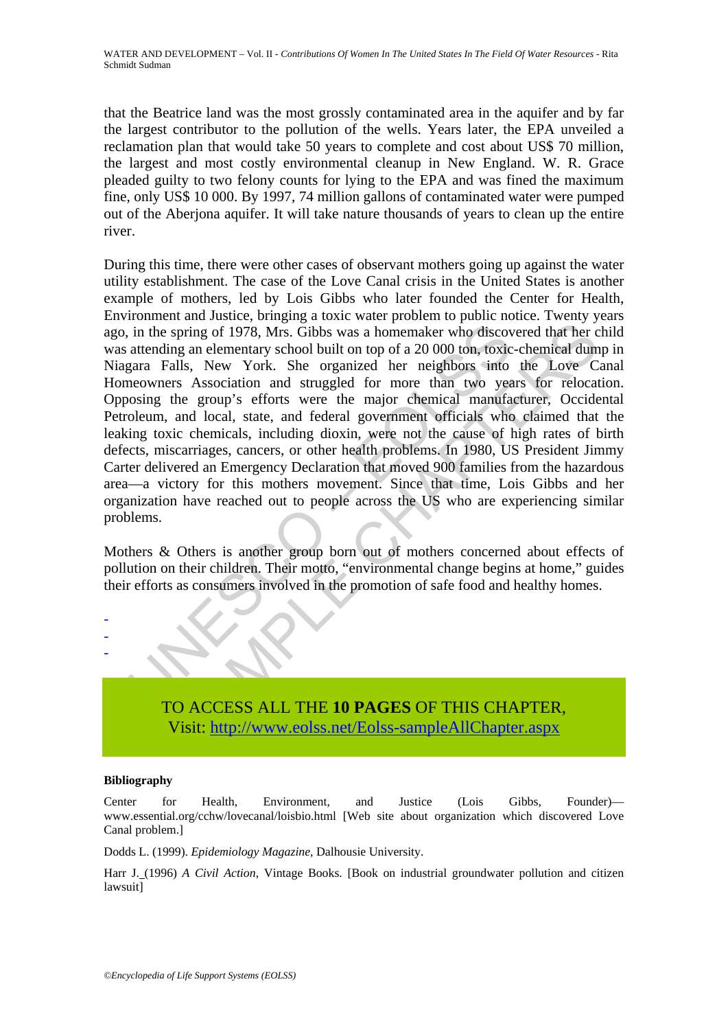that the Beatrice land was the most grossly contaminated area in the aquifer and by far the largest contributor to the pollution of the wells. Years later, the EPA unveiled a reclamation plan that would take 50 years to complete and cost about US$ 70 million, the largest and most costly environmental cleanup in New England. W. R. Grace pleaded guilty to two felony counts for lying to the EPA and was fined the maximum fine, only US$ 10 000. By 1997, 74 million gallons of contaminated water were pumped out of the Aberjona aquifer. It will take nature thousands of years to clean up the entire river.

During this time, there were other cases of observant mothers going up against the water utility establishment. The case of the Love Canal crisis in the United States is another example of mothers, led by Lois Gibbs who later founded the Center for Health, Environment and Justice, bringing a toxic water problem to public notice. Twenty years ago, in the spring of 1978, Mrs. Gibbs was a homemaker who discovered that her child was attending an elementary school built on top of a 20 000 ton, toxic-chemical dump in Niagara Falls, New York. She organized her neighbors into the Love Canal Homeowners Association and struggled for more than two years for relocation. Opposing the group's efforts were the major chemical manufacturer, Occidental Petroleum, and local, state, and federal government officials who claimed that the leaking toxic chemicals, including dioxin, were not the cause of high rates of birth defects, miscarriages, cancers, or other health problems. In 1980, US President Jimmy Carter delivered an Emergency Declaration that moved 900 families from the hazardous area—a victory for this mothers movement. Since that time, Lois Gibbs and her organization have reached out to people across the US who are experiencing similar problems.

Mothers & Others is another group born out of mothers concerned about effects of pollution on their children. Their motto, "environmental change begins at home," guides their efforts as consumers involved in the promotion of safe food and healthy homes.

-
-
-

TO ACCESS ALL THE **10 PAGES** OF THIS CHAPTER,
Visit: http://www.eolss.net/Eolss-sampleAllChapter.aspx

**Bibliography**

Center for Health, Environment, and Justice (Lois Gibbs, Founder)—www.essential.org/cchw/lovecanal/loisbio.html [Web site about organization which discovered Love Canal problem.]

Dodds L. (1999). *Epidemiology Magazine*, Dalhousie University.

Harr J. (1996) *A Civil Action*, Vintage Books. [Book on industrial groundwater pollution and citizen lawsuit]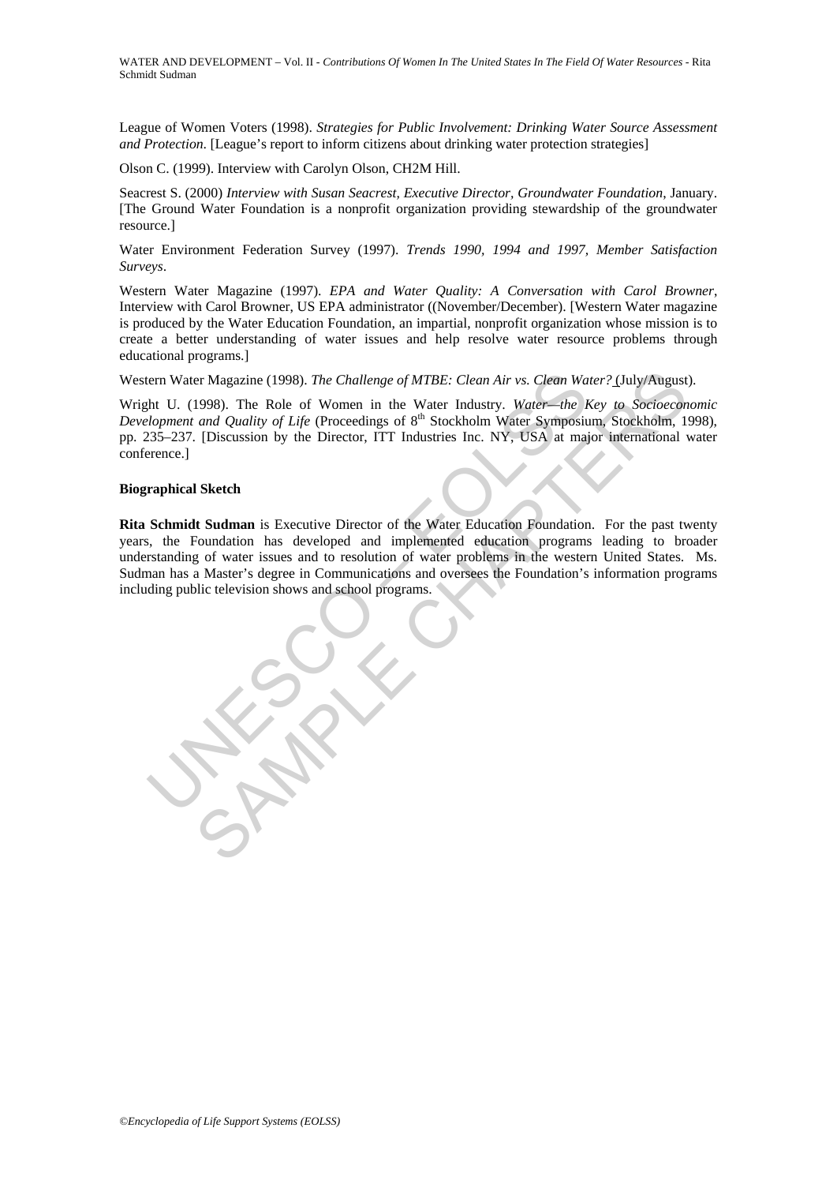League of Women Voters (1998). *Strategies for Public Involvement: Drinking Water Source Assessment and Protection*. [League's report to inform citizens about drinking water protection strategies]

Olson C. (1999). Interview with Carolyn Olson, CH2M Hill.

Seacrest S. (2000) *Interview with Susan Seacrest, Executive Director, Groundwater Foundation*, January. [The Ground Water Foundation is a nonprofit organization providing stewardship of the groundwater resource.]

Water Environment Federation Survey (1997). *Trends 1990, 1994 and 1997, Member Satisfaction Surveys*.

Western Water Magazine (1997). *EPA and Water Quality: A Conversation with Carol Browner*, Interview with Carol Browner, US EPA administrator ((November/December). [Western Water magazine is produced by the Water Education Foundation, an impartial, nonprofit organization whose mission is to create a better understanding of water issues and help resolve water resource problems through educational programs.]

Western Water Magazine (1998). *The Challenge of MTBE: Clean Air vs. Clean Water?* (July/August).

Wright U. (1998). The Role of Women in the Water Industry. *Water—the Key to Socioeconomic Development and Quality of Life* (Proceedings of 8th Stockholm Water Symposium, Stockholm, 1998), pp. 235–237. [Discussion by the Director, ITT Industries Inc. NY, USA at major international water conference.]

**Biographical Sketch**

**Rita Schmidt Sudman** is Executive Director of the Water Education Foundation. For the past twenty years, the Foundation has developed and implemented education programs leading to broader understanding of water issues and to resolution of water problems in the western United States. Ms. Sudman has a Master's degree in Communications and oversees the Foundation's information programs including public television shows and school programs.